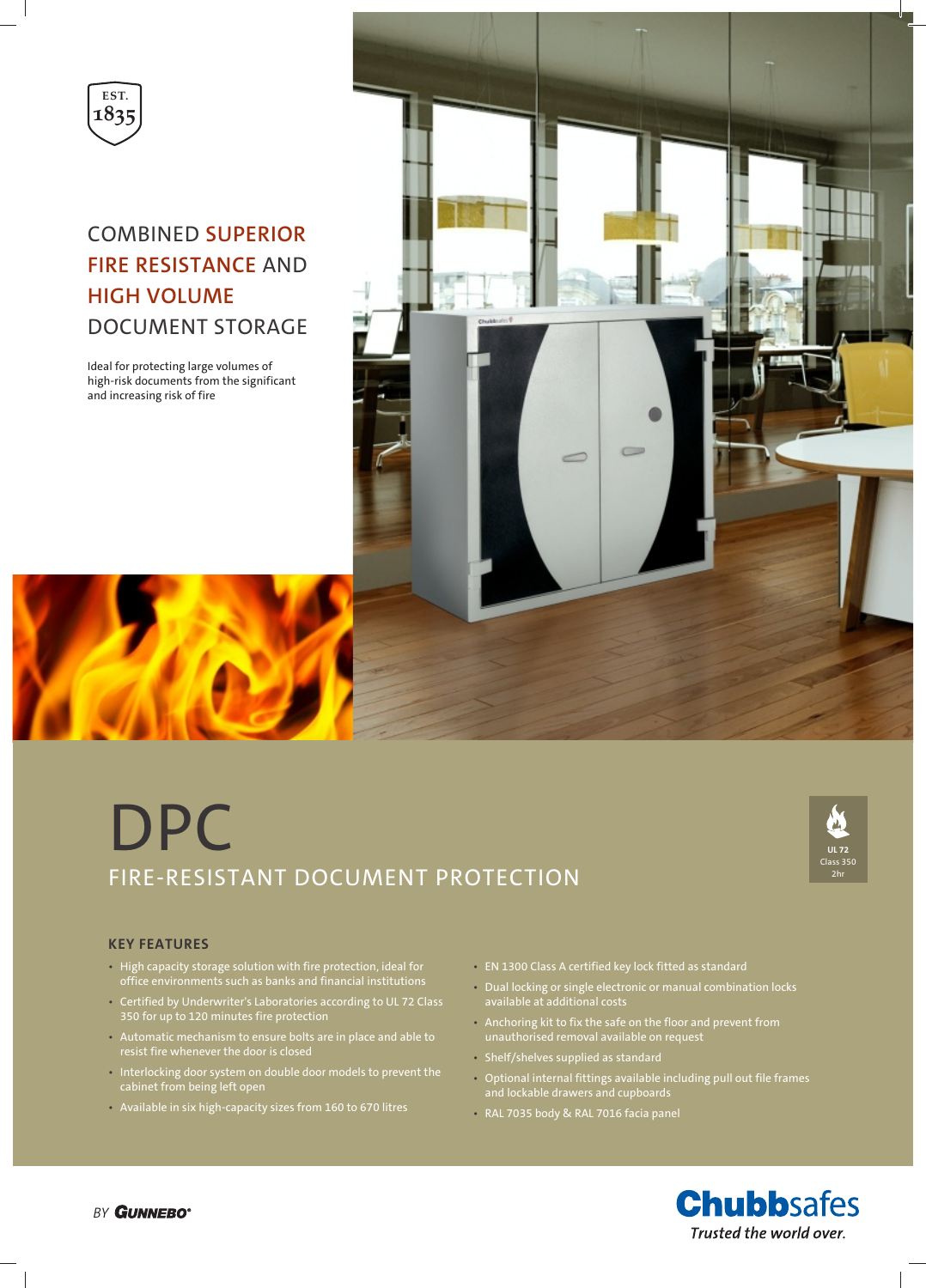EST. 1835

## COMBINED SUPERIOR FIRE RESISTANCE AND HIGH VOLUME DOCUMENT STORAGE

Ideal for protecting large volumes of high-risk documents from the significant and increasing risk of fire

# DPC

## FIRE-RESISTANT DOCUMENT PROTECTION

UL 72 Class 350 2hr

### KEY FEATURES

- High capacity storage solution with fire protection, ideal for office environments such as banks and financial institutions
- Certified by Underwriter's Laboratories according to UL 72 Class 350 for up to 120 minutes fire protection
- Automatic mechanism to ensure bolts are in place and able to resist fire whenever the door is closed
- Interlocking door system on double door models to prevent the cabinet from being left open
- Available in six high-capacity sizes from 160 to 670 litres
- EN 1300 Class A certified key lock fitted as standard
- Dual locking or single electronic or manual combination locks available at additional costs
- Anchoring kit to fix the safe on the floor and prevent from unauthorised removal available on request
- Shelf/shelves supplied as standard
- Optional internal fittings available including pull out file frames and lockable drawers and cupboards
- RAL 7035 body & RAL 7016 facia panel

BY GUNNEBO®

Chubbsafes
*Trusted the world over.*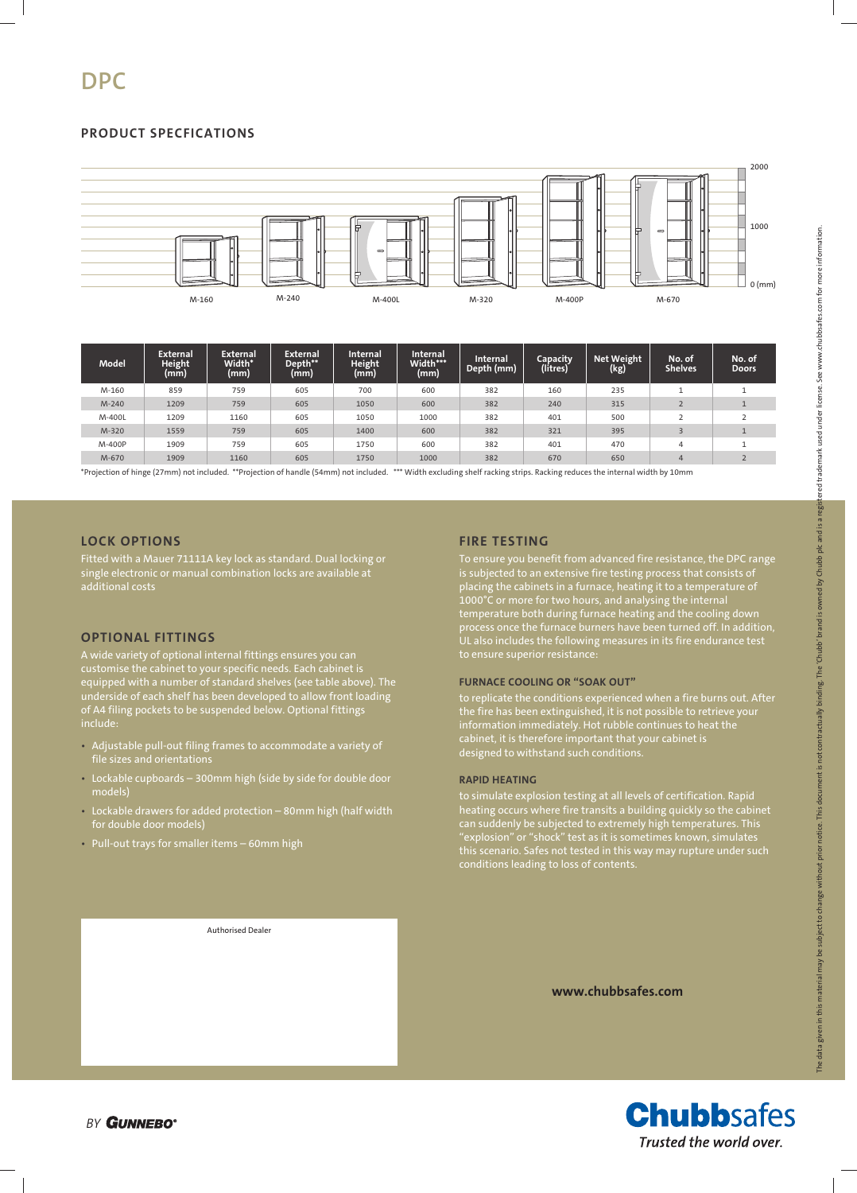# DPC

## PRODUCT SPECFICATIONS

2000

1000

0 (mm)

M-160 M-240 M-400L M-320 M-400P M-670

| Model | External Height (mm) | External Width* (mm) | External Depth** (mm) | Internal Height (mm) | Internal Width*** (mm) | Internal Depth (mm) | Capacity (litres) | Net Weight (kg) | No. of Shelves | No. of Doors |
|---|---|---|---|---|---|---|---|---|---|---|
| M-160 | 859 | 759 | 605 | 700 | 600 | 382 | 160 | 235 | 1 | 1 |
| M-240 | 1209 | 759 | 605 | 1050 | 600 | 382 | 240 | 315 | 2 | 1 |
| M-400L | 1209 | 1160 | 605 | 1050 | 1000 | 382 | 401 | 500 | 2 | 2 |
| M-320 | 1559 | 759 | 605 | 1400 | 600 | 382 | 321 | 395 | 3 | 1 |
| M-400P | 1909 | 759 | 605 | 1750 | 600 | 382 | 401 | 470 | 4 | 1 |
| M-670 | 1909 | 1160 | 605 | 1750 | 1000 | 382 | 670 | 650 | 4 | 2 |

*Projection of hinge (27mm) not included. **Projection of handle (54mm) not included. *** Width excluding shelf racking strips. Racking reduces the internal width by 10mm

### LOCK OPTIONS

Fitted with a Mauer 71111A key lock as standard. Dual locking or single electronic or manual combination locks are available at additional costs

### OPTIONAL FITTINGS

A wide variety of optional internal fittings ensures you can customise the cabinet to your specific needs. Each cabinet is equipped with a number of standard shelves (see table above). The underside of each shelf has been developed to allow front loading of A4 filing pockets to be suspended below. Optional fittings include:

- Adjustable pull-out filing frames to accommodate a variety of file sizes and orientations
- Lockable cupboards – 300mm high (side by side for double door models)
- Lockable drawers for added protection – 80mm high (half width for double door models)
- Pull-out trays for smaller items – 60mm high

### FIRE TESTING

To ensure you benefit from advanced fire resistance, the DPC range is subjected to an extensive fire testing process that consists of placing the cabinets in a furnace, heating it to a temperature of 1000°C or more for two hours, and analysing the internal temperature both during furnace heating and the cooling down process once the furnace burners have been turned off. In addition, UL also includes the following measures in its fire endurance test to ensure superior resistance:

#### FURNACE COOLING OR "SOAK OUT"

to replicate the conditions experienced when a fire burns out. After the fire has been extinguished, it is not possible to retrieve your information immediately. Hot rubble continues to heat the cabinet, it is therefore important that your cabinet is designed to withstand such conditions.

#### RAPID HEATING

to simulate explosion testing at all levels of certification. Rapid heating occurs where fire transits a building quickly so the cabinet can suddenly be subjected to extremely high temperatures. This "explosion" or "shock" test as it is sometimes known, simulates this scenario. Safes not tested in this way may rupture under such conditions leading to loss of contents.

Authorised Dealer

**www.chubbsafes.com**

The data given in this material may be subject to change without prior notice. This document is not contractually binding. The 'Chubb' brand is owned by Chubb plc and is a registered trademark used under license. See www.chubbsafes.com for more information.

BY GUNNEBO®

Chubbsafes
*Trusted the world over.*